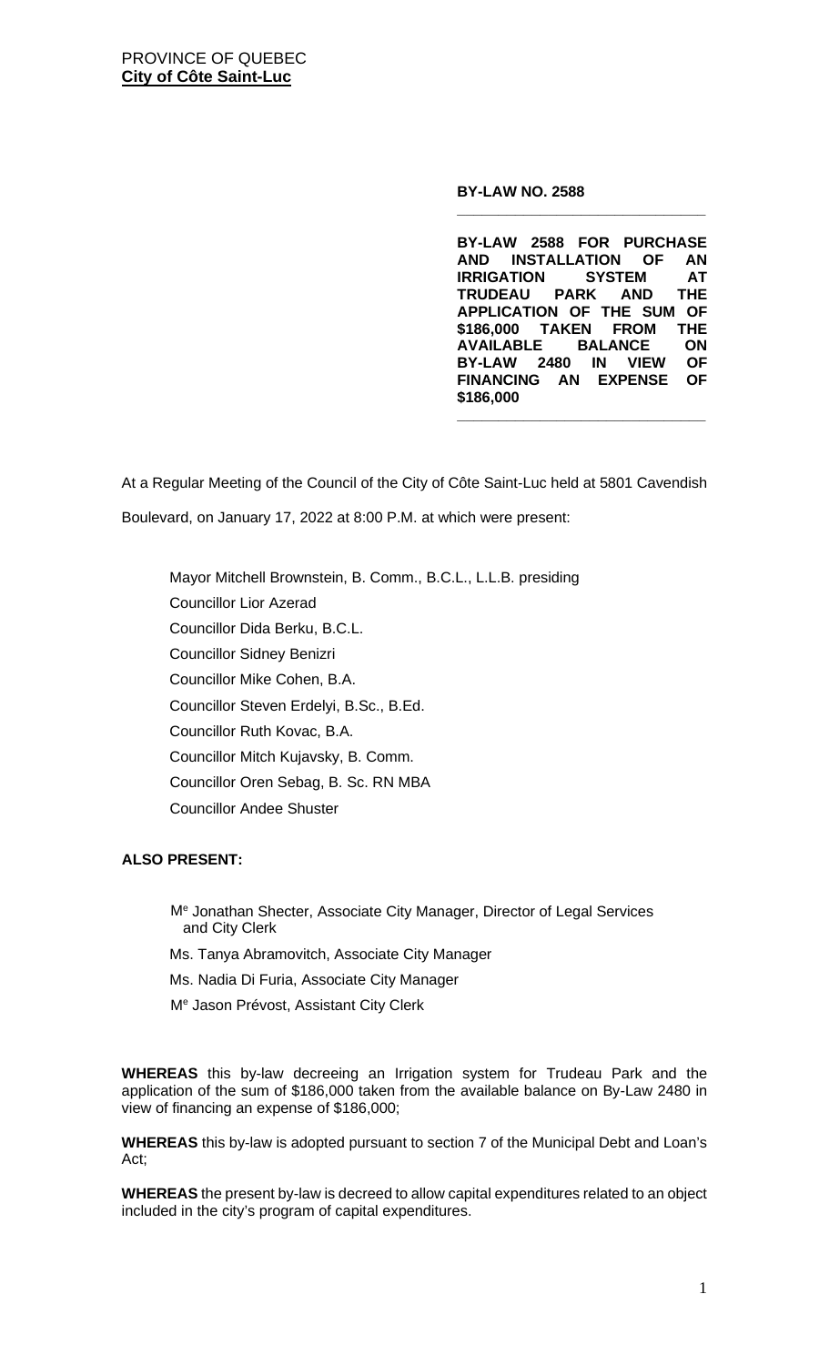PROVINCE OF QUEBEC
**City of Côte Saint-Luc**

**BY-LAW NO. 2588**

---

**BY-LAW 2588 FOR PURCHASE AND INSTALLATION OF AN IRRIGATION SYSTEM AT TRUDEAU PARK AND THE APPLICATION OF THE SUM OF $186,000 TAKEN FROM THE AVAILABLE BALANCE ON BY-LAW 2480 IN VIEW OF FINANCING AN EXPENSE OF $186,000**

---

At a Regular Meeting of the Council of the City of Côte Saint-Luc held at 5801 Cavendish Boulevard, on January 17, 2022 at 8:00 P.M. at which were present:

Mayor Mitchell Brownstein, B. Comm., B.C.L., L.L.B. presiding
Councillor Lior Azerad
Councillor Dida Berku, B.C.L.
Councillor Sidney Benizri
Councillor Mike Cohen, B.A.
Councillor Steven Erdelyi, B.Sc., B.Ed.
Councillor Ruth Kovac, B.A.
Councillor Mitch Kujavsky, B. Comm.
Councillor Oren Sebag, B. Sc. RN MBA
Councillor Andee Shuster

**ALSO PRESENT:**

Me Jonathan Shecter, Associate City Manager, Director of Legal Services and City Clerk
Ms. Tanya Abramovitch, Associate City Manager
Ms. Nadia Di Furia, Associate City Manager
Me Jason Prévost, Assistant City Clerk

**WHEREAS** this by-law decreeing an Irrigation system for Trudeau Park and the application of the sum of $186,000 taken from the available balance on By-Law 2480 in view of financing an expense of $186,000;

**WHEREAS** this by-law is adopted pursuant to section 7 of the Municipal Debt and Loan's Act;

**WHEREAS** the present by-law is decreed to allow capital expenditures related to an object included in the city's program of capital expenditures.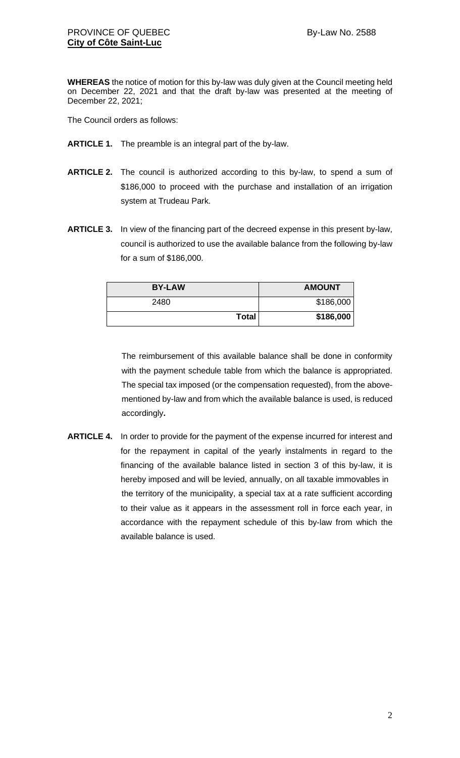PROVINCE OF QUEBEC  
**City of Côte Saint-Luc**

By-Law No. 2588

**WHEREAS** the notice of motion for this by-law was duly given at the Council meeting held on December 22, 2021 and that the draft by-law was presented at the meeting of December 22, 2021;

The Council orders as follows:

**ARTICLE 1.** The preamble is an integral part of the by-law.

**ARTICLE 2.** The council is authorized according to this by-law, to spend a sum of $186,000 to proceed with the purchase and installation of an irrigation system at Trudeau Park.

**ARTICLE 3.** In view of the financing part of the decreed expense in this present by-law, council is authorized to use the available balance from the following by-law for a sum of $186,000.

| BY-LAW | AMOUNT |
|---|---|
| 2480 | $186,000 |
| **Total** | **$186,000** |

The reimbursement of this available balance shall be done in conformity with the payment schedule table from which the balance is appropriated. The special tax imposed (or the compensation requested), from the above-mentioned by-law and from which the available balance is used, is reduced accordingly.

**ARTICLE 4.** In order to provide for the payment of the expense incurred for interest and for the repayment in capital of the yearly instalments in regard to the financing of the available balance listed in section 3 of this by-law, it is hereby imposed and will be levied, annually, on all taxable immovables in the territory of the municipality, a special tax at a rate sufficient according to their value as it appears in the assessment roll in force each year, in accordance with the repayment schedule of this by-law from which the available balance is used.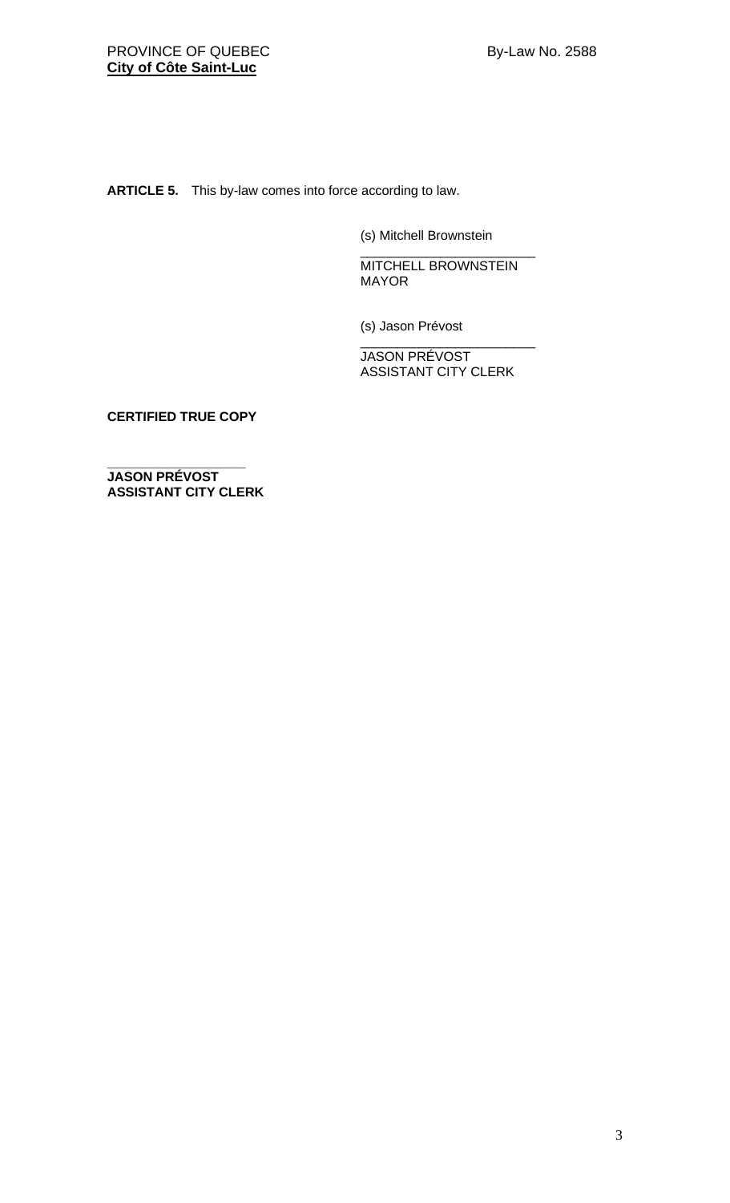**ARTICLE 5.** This by-law comes into force according to law.

(s) Mitchell Brownstein

\_\_\_\_\_\_\_\_\_\_\_\_\_\_\_\_\_\_\_\_\_\_\_\_
MITCHELL BROWNSTEIN
MAYOR

(s) Jason Prévost

\_\_\_\_\_\_\_\_\_\_\_\_\_\_\_\_\_\_\_\_\_\_\_\_
JASON PRÉVOST
ASSISTANT CITY CLERK

**CERTIFIED TRUE COPY**

\_\_\_\_\_\_\_\_\_\_\_\_\_\_\_\_\_\_\_\_
**JASON PRÉVOST**
**ASSISTANT CITY CLERK**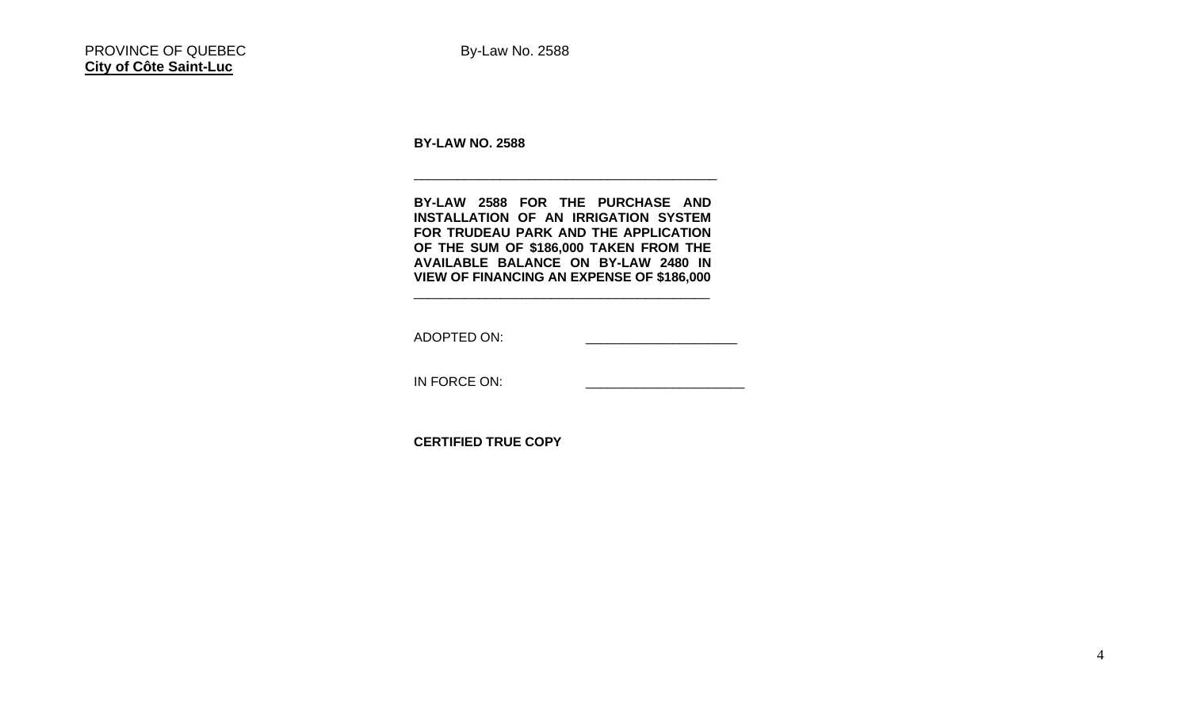PROVINCE OF QUEBEC

**City of Côte Saint-Luc**

By-Law No. 2588

**BY-LAW NO. 2588**

---

**BY-LAW 2588 FOR THE PURCHASE AND INSTALLATION OF AN IRRIGATION SYSTEM FOR TRUDEAU PARK AND THE APPLICATION OF THE SUM OF $186,000 TAKEN FROM THE AVAILABLE BALANCE ON BY-LAW 2480 IN VIEW OF FINANCING AN EXPENSE OF $186,000**

---

ADOPTED ON: ____________________

IN FORCE ON: _____________________

**CERTIFIED TRUE COPY**